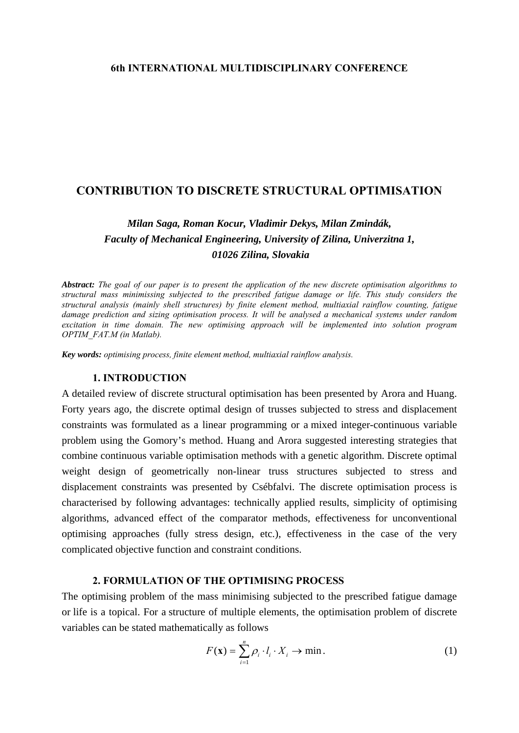**6th INTERNATIONAL MULTIDISCIPLINARY CONFERENCE**

# CONTRIBUTION TO DISCRETE STRUCTURAL OPTIMISATION

***Milan Saga, Roman Kocur, Vladimir Dekys, Milan Zmindák,***
***Faculty of Mechanical Engineering, University of Zilina, Univerzitna 1,***
***01026 Zilina, Slovakia***

***Abstract:*** *The goal of our paper is to present the application of the new discrete optimisation algorithms to structural mass minimissing subjected to the prescribed fatigue damage or life. This study considers the structural analysis (mainly shell structures) by finite element method, multiaxial rainflow counting, fatigue damage prediction and sizing optimisation process. It will be analysed a mechanical systems under random excitation in time domain. The new optimising approach will be implemented into solution program OPTIM_FAT.M (in Matlab).*

***Key words:*** *optimising process, finite element method, multiaxial rainflow analysis.*

## 1. INTRODUCTION

A detailed review of discrete structural optimisation has been presented by Arora and Huang. Forty years ago, the discrete optimal design of trusses subjected to stress and displacement constraints was formulated as a linear programming or a mixed integer-continuous variable problem using the Gomory's method. Huang and Arora suggested interesting strategies that combine continuous variable optimisation methods with a genetic algorithm. Discrete optimal weight design of geometrically non-linear truss structures subjected to stress and displacement constraints was presented by Csébfalvi. The discrete optimisation process is characterised by following advantages: technically applied results, simplicity of optimising algorithms, advanced effect of the comparator methods, effectiveness for unconventional optimising approaches (fully stress design, etc.), effectiveness in the case of the very complicated objective function and constraint conditions.

## 2. FORMULATION OF THE OPTIMISING PROCESS

The optimising problem of the mass minimising subjected to the prescribed fatigue damage or life is a topical. For a structure of multiple elements, the optimisation problem of discrete variables can be stated mathematically as follows

$$F(\mathbf{x}) = \sum_{i=1}^{n} \rho_i \cdot l_i \cdot X_i \rightarrow \min. \tag{1}$$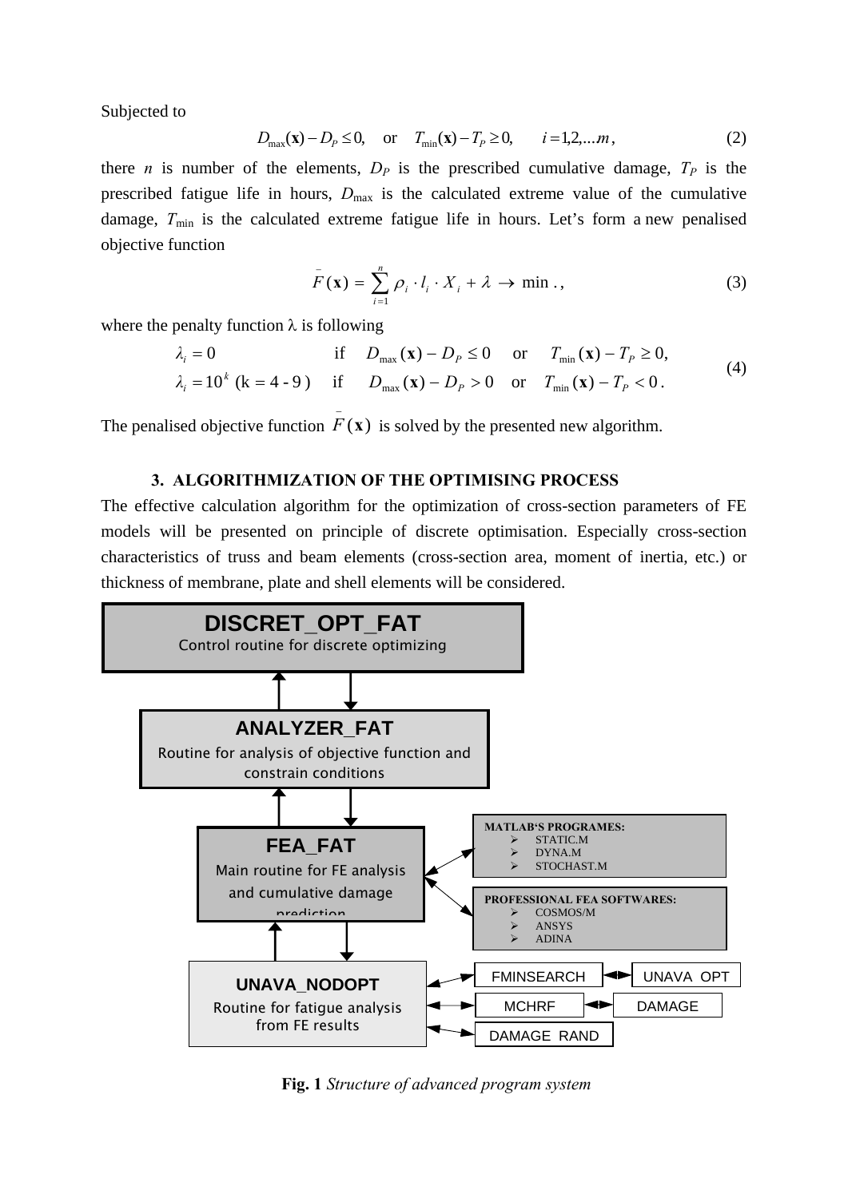Subjected to

$$D_{\max}(\mathbf{x}) - D_P \leq 0, \quad \text{or} \quad T_{\min}(\mathbf{x}) - T_P \geq 0, \qquad i = 1,2,...m, \tag{2}$$

there $n$ is number of the elements, $D_P$ is the prescribed cumulative damage, $T_P$ is the prescribed fatigue life in hours, $D_{\max}$ is the calculated extreme value of the cumulative damage, $T_{\min}$ is the calculated extreme fatigue life in hours. Let's form a new penalised objective function

$$\bar{F}(\mathbf{x}) = \sum_{i=1}^{n} \rho_i \cdot l_i \cdot X_i + \lambda \rightarrow \min ., \tag{3}$$

where the penalty function λ is following

$$\begin{aligned} &\lambda_i = 0 &&\text{if} \quad D_{\max}(\mathbf{x}) - D_P \leq 0 \quad \text{or} \quad T_{\min}(\mathbf{x}) - T_P \geq 0, \\ &\lambda_i = 10^k \ (\text{k} = 4 - 9) &&\text{if} \quad D_{\max}(\mathbf{x}) - D_P > 0 \quad \text{or} \quad T_{\min}(\mathbf{x}) - T_P < 0 . \end{aligned} \tag{4}$$

The penalised objective function $\bar{F}(\mathbf{x})$ is solved by the presented new algorithm.

## 3. ALGORITHMIZATION OF THE OPTIMISING PROCESS

The effective calculation algorithm for the optimization of cross-section parameters of FE models will be presented on principle of discrete optimisation. Especially cross-section characteristics of truss and beam elements (cross-section area, moment of inertia, etc.) or thickness of membrane, plate and shell elements will be considered.

DISCRET_OPT_FAT
Control routine for discrete optimizing

ANALYZER_FAT
Routine for analysis of objective function and constrain conditions

FEA_FAT
Main routine for FE analysis and cumulative damage prediction

MATLAB'S PROGRAMES:
- STATIC.M
- DYNA.M
- STOCHAST.M

PROFESSIONAL FEA SOFTWARES:
- COSMOS/M
- ANSYS
- ADINA

UNAVA_NODOPT
Routine for fatigue analysis from FE results

FMINSEARCH | UNAVA_OPT
MCHRF | DAMAGE
DAMAGE_RAND

**Fig. 1** *Structure of advanced program system*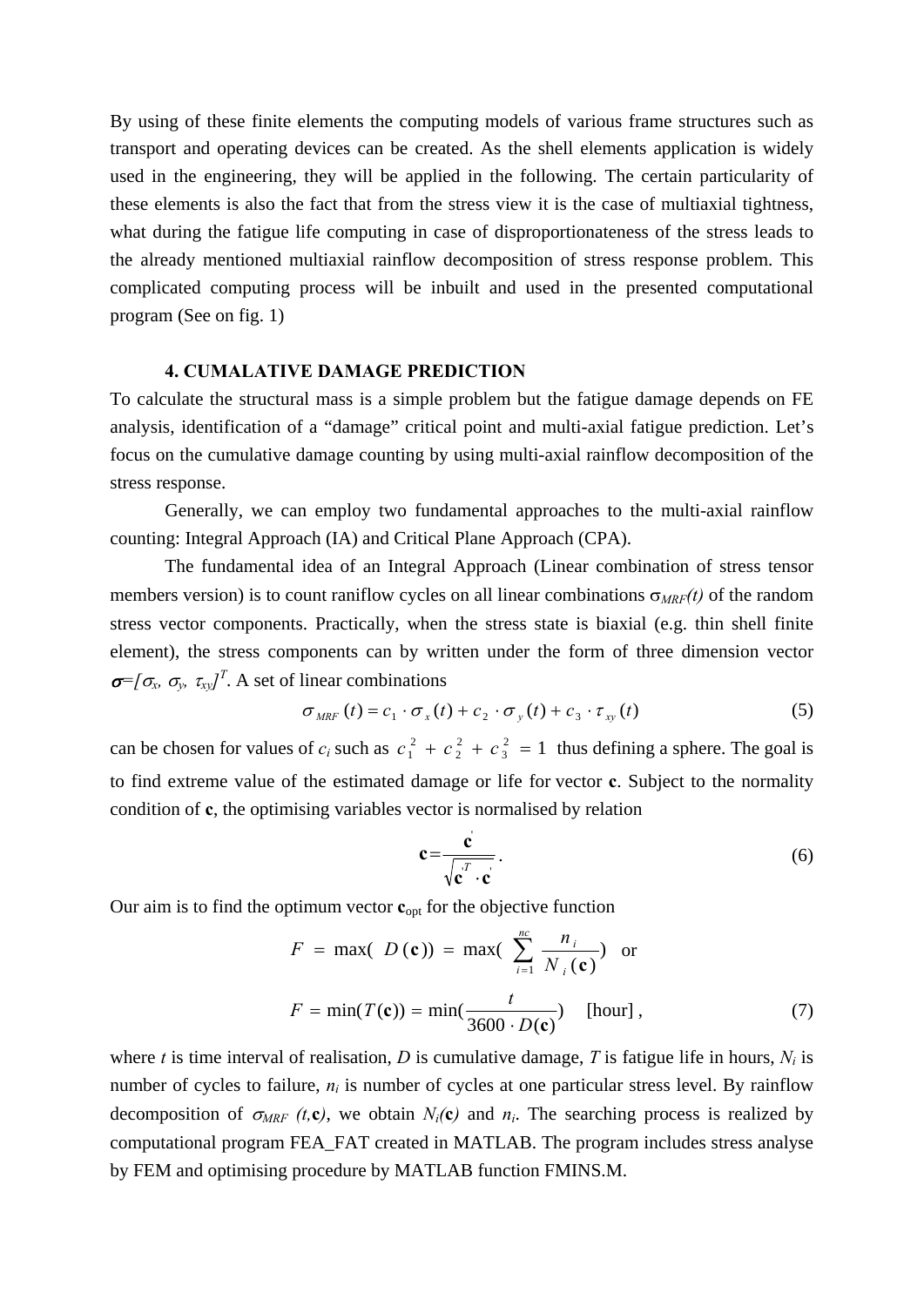By using of these finite elements the computing models of various frame structures such as transport and operating devices can be created. As the shell elements application is widely used in the engineering, they will be applied in the following. The certain particularity of these elements is also the fact that from the stress view it is the case of multiaxial tightness, what during the fatigue life computing in case of disproportionateness of the stress leads to the already mentioned multiaxial rainflow decomposition of stress response problem. This complicated computing process will be inbuilt and used in the presented computational program (See on fig. 1)

## 4. CUMALATIVE DAMAGE PREDICTION

To calculate the structural mass is a simple problem but the fatigue damage depends on FE analysis, identification of a "damage" critical point and multi-axial fatigue prediction. Let's focus on the cumulative damage counting by using multi-axial rainflow decomposition of the stress response.

Generally, we can employ two fundamental approaches to the multi-axial rainflow counting: Integral Approach (IA) and Critical Plane Approach (CPA).

The fundamental idea of an Integral Approach (Linear combination of stress tensor members version) is to count raniflow cycles on all linear combinations $\sigma_{MRF}(t)$ of the random stress vector components. Practically, when the stress state is biaxial (e.g. thin shell finite element), the stress components can by written under the form of three dimension vector $\boldsymbol{\sigma}=[\sigma_x,\ \sigma_y,\ \tau_{xy}]^T$. A set of linear combinations

$$\sigma_{MRF}(t) = c_1 \cdot \sigma_x(t) + c_2 \cdot \sigma_y(t) + c_3 \cdot \tau_{xy}(t) \tag{5}$$

can be chosen for values of $c_i$ such as $c_1^2 + c_2^2 + c_3^2 = 1$ thus defining a sphere. The goal is to find extreme value of the estimated damage or life for vector **c**. Subject to the normality condition of **c**, the optimising variables vector is normalised by relation

$$\mathbf{c} = \frac{\mathbf{c}'}{\sqrt{\mathbf{c}'^T \cdot \mathbf{c}'}} \,. \tag{6}$$

Our aim is to find the optimum vector $\mathbf{c}_{opt}$ for the objective function

$$F = \max(D(\mathbf{c})) = \max\left(\sum_{i=1}^{nc} \frac{n_i}{N_i(\mathbf{c})}\right) \quad \text{or}$$

$$F = \min(T(\mathbf{c})) = \min\left(\frac{t}{3600 \cdot D(\mathbf{c})}\right) \quad \text{[hour]}\,, \tag{7}$$

where $t$ is time interval of realisation, $D$ is cumulative damage, $T$ is fatigue life in hours, $N_i$ is number of cycles to failure, $n_i$ is number of cycles at one particular stress level. By rainflow decomposition of $\sigma_{MRF}(t, \mathbf{c})$, we obtain $N_i(\mathbf{c})$ and $n_i$. The searching process is realized by computational program FEA_FAT created in MATLAB. The program includes stress analyse by FEM and optimising procedure by MATLAB function FMINS.M.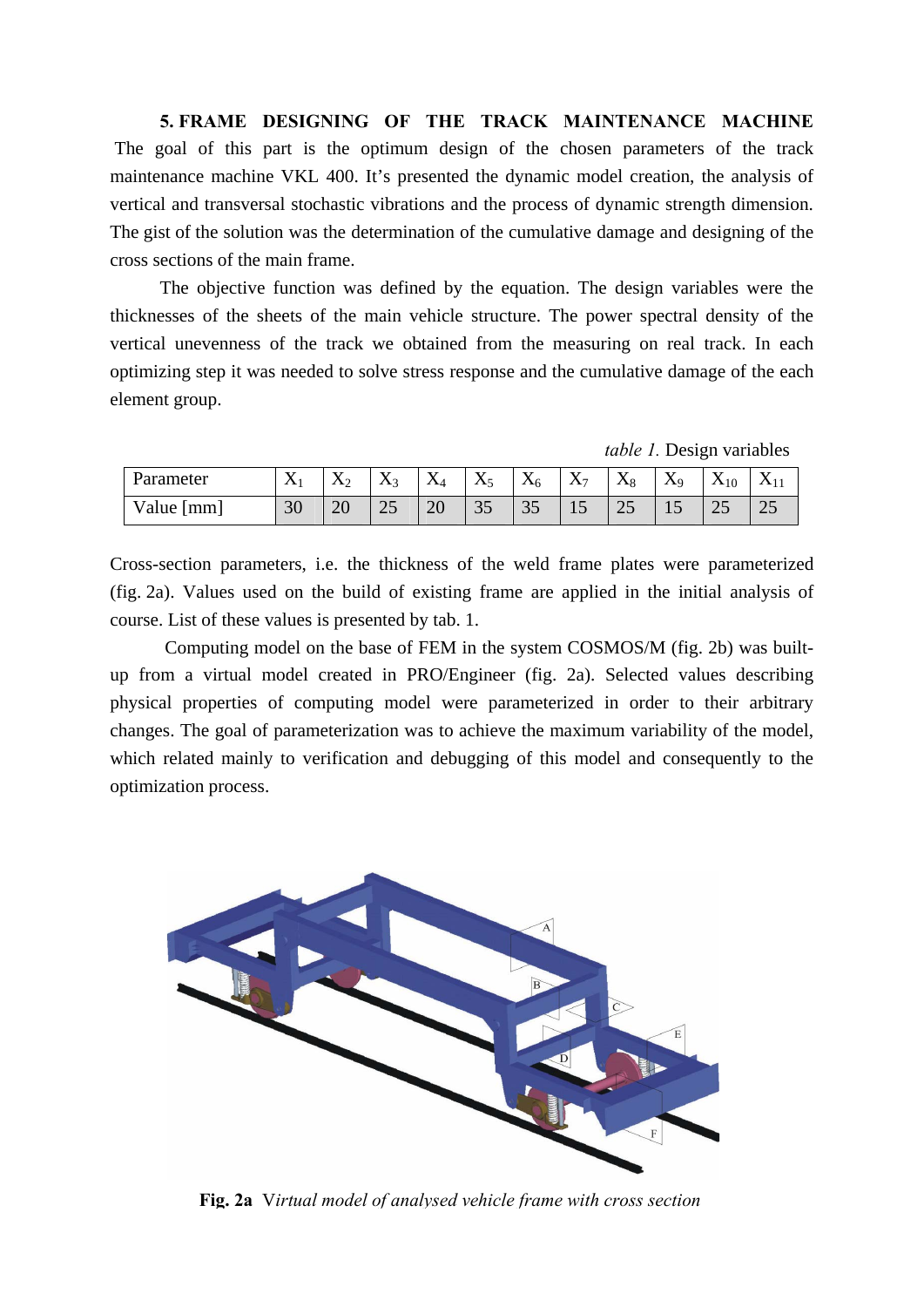## 5. FRAME DESIGNING OF THE TRACK MAINTENANCE MACHINE

The goal of this part is the optimum design of the chosen parameters of the track maintenance machine VKL 400. It's presented the dynamic model creation, the analysis of vertical and transversal stochastic vibrations and the process of dynamic strength dimension. The gist of the solution was the determination of the cumulative damage and designing of the cross sections of the main frame.

The objective function was defined by the equation. The design variables were the thicknesses of the sheets of the main vehicle structure. The power spectral density of the vertical unevenness of the track we obtained from the measuring on real track. In each optimizing step it was needed to solve stress response and the cumulative damage of the each element group.

*table 1.* Design variables

| Parameter | $X_1$ | $X_2$ | $X_3$ | $X_4$ | $X_5$ | $X_6$ | $X_7$ | $X_8$ | $X_9$ | $X_{10}$ | $X_{11}$ |
|---|---|---|---|---|---|---|---|---|---|---|---|
| Value [mm] | 30 | 20 | 25 | 20 | 35 | 35 | 15 | 25 | 15 | 25 | 25 |

Cross-section parameters, i.e. the thickness of the weld frame plates were parameterized (fig. 2a). Values used on the build of existing frame are applied in the initial analysis of course. List of these values is presented by tab. 1.

Computing model on the base of FEM in the system COSMOS/M (fig. 2b) was built-up from a virtual model created in PRO/Engineer (fig. 2a). Selected values describing physical properties of computing model were parameterized in order to their arbitrary changes. The goal of parameterization was to achieve the maximum variability of the model, which related mainly to verification and debugging of this model and consequently to the optimization process.

**Fig. 2a** V*irtual model of analysed vehicle frame with cross section*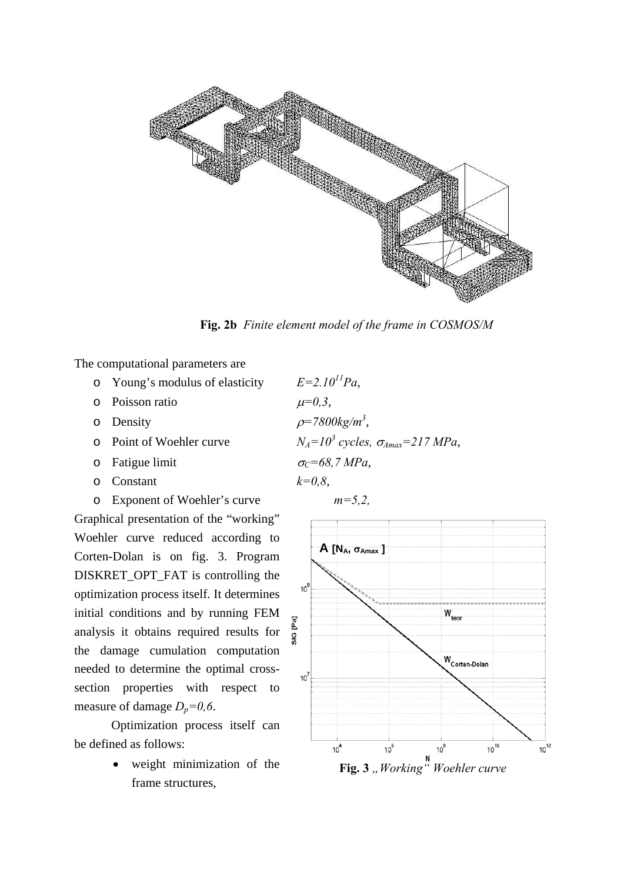**Fig. 2b** *Finite element model of the frame in COSMOS/M*

The computational parameters are

- Young's modulus of elasticity $E=2.10^{11}Pa$,
- Poisson ratio $\mu=0,3$,
- Density $\rho=7800kg/m^3$,
- Point of Woehler curve $N_A=10^3$ cycles, $\sigma_{Amax}=217$ MPa,
- Fatigue limit $\sigma_C=68,7$ MPa,
- Constant $k=0,8$,
- Exponent of Woehler's curve $m=5,2$,

Graphical presentation of the "working" Woehler curve reduced according to Corten-Dolan is on fig. 3. Program DISKRET_OPT_FAT is controlling the optimization process itself. It determines initial conditions and by running FEM analysis it obtains required results for the damage cumulation computation needed to determine the optimal cross-section properties with respect to measure of damage $D_p=0,6$.

Optimization process itself can be defined as follows:

- weight minimization of the frame structures,

**Fig. 3** *„Working" Woehler curve*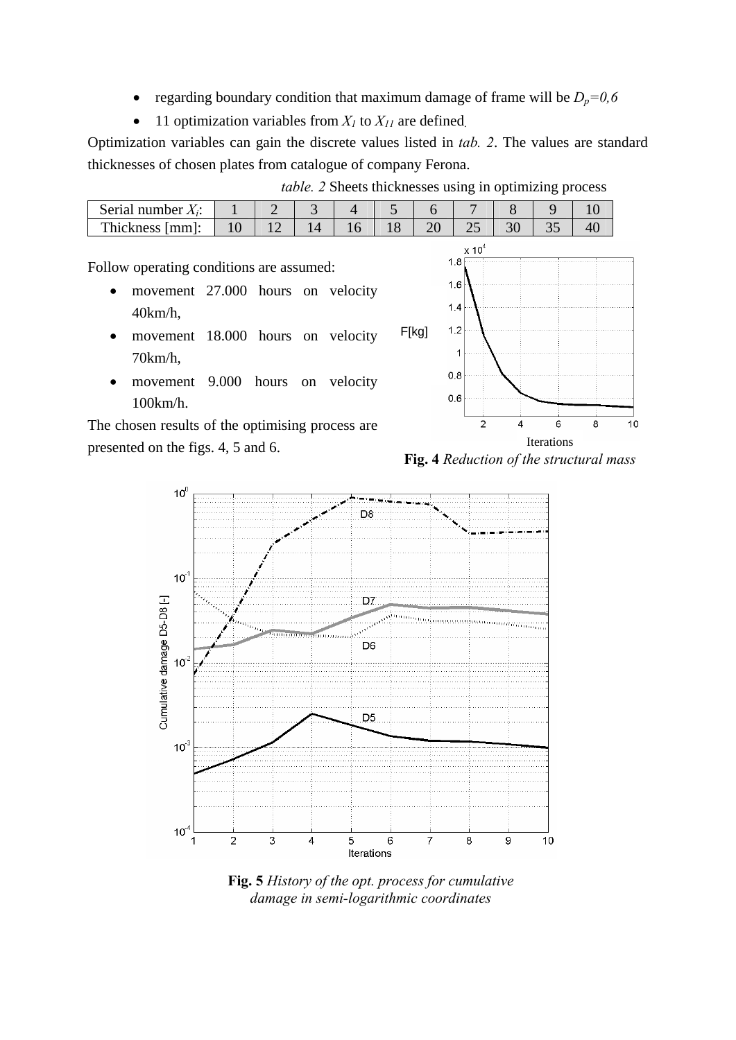- regarding boundary condition that maximum damage of frame will be $D_p=0,6$
- 11 optimization variables from $X_1$ to $X_{11}$ are defined.

Optimization variables can gain the discrete values listed in *tab. 2*. The values are standard thicknesses of chosen plates from catalogue of company Ferona.

*table. 2* Sheets thicknesses using in optimizing process

| Serial number $X_i$: | 1 | 2 | 3 | 4 | 5 | 6 | 7 | 8 | 9 | 10 |
|---|---|---|---|---|---|---|---|---|---|---|
| Thickness [mm]: | 10 | 12 | 14 | 16 | 18 | 20 | 25 | 30 | 35 | 40 |

Follow operating conditions are assumed:

- movement 27.000 hours on velocity 40km/h,
- movement 18.000 hours on velocity 70km/h,
- movement 9.000 hours on velocity 100km/h.

The chosen results of the optimising process are presented on the figs. 4, 5 and 6.

**Fig. 4** *Reduction of the structural mass*

**Fig. 5** *History of the opt. process for cumulative damage in semi-logarithmic coordinates*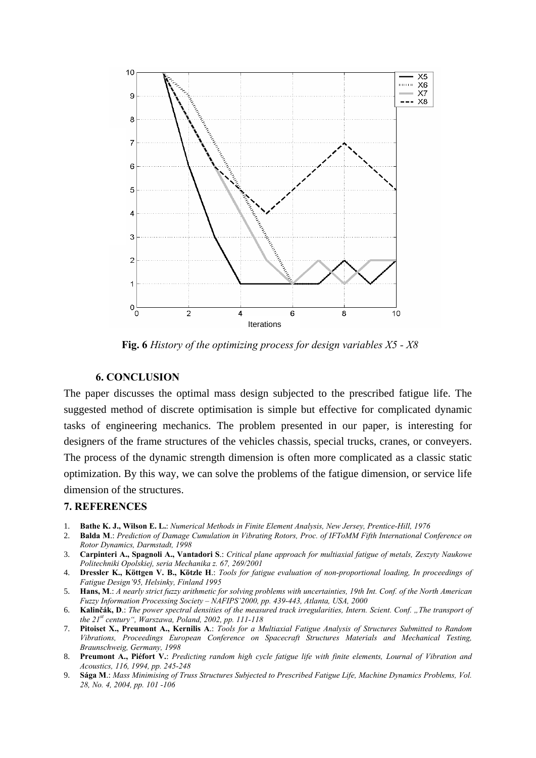10
9
8
7
6
5
4
3
2
1
0
0 2 4 6 8 10
Iterations

X5
X6
X7
X8

**Fig. 6** *History of the optimizing process for design variables X5 - X8*

## 6. CONCLUSION

The paper discusses the optimal mass design subjected to the prescribed fatigue life. The suggested method of discrete optimisation is simple but effective for complicated dynamic tasks of engineering mechanics. The problem presented in our paper, is interesting for designers of the frame structures of the vehicles chassis, special trucks, cranes, or conveyers. The process of the dynamic strength dimension is often more complicated as a classic static optimization. By this way, we can solve the problems of the fatigue dimension, or service life dimension of the structures.

## 7. REFERENCES

1. **Bathe K. J., Wilson E. L.**: *Numerical Methods in Finite Element Analysis, New Jersey, Prentice-Hill, 1976*
2. **Balda M**.: *Prediction of Damage Cumulation in Vibrating Rotors, Proc. of IFToMM Fifth International Conference on Rotor Dynamics, Darmstadt, 1998*
3. **Carpinteri A., Spagnoli A., Vantadori S**.: *Critical plane approach for multiaxial fatigue of metals, Zeszyty Naukowe Politechniki Opolskiej, seria Mechanika z. 67, 269/2001*
4. **Dressler K., Köttgen V. B., Kötzle H**.: *Tools for fatigue evaluation of non-proportional loading, In proceedings of Fatigue Design'95, Helsinky, Finland 1995*
5. **Hans, M**.: *A nearly strict fuzzy arithmetic for solving problems with uncertainties, 19th Int. Conf. of the North American Fuzzy Information Processing Society – NAFIPS'2000, pp. 439-443, Atlanta, USA, 2000*
6. **Kalinčák, D**.: *The power spectral densities of the measured track irregularities, Intern. Scient. Conf. „The transport of the 21st century", Warszawa, Poland, 2002, pp. 111-118*
7. **Pitoiset X., Preumont A., Kernilis A**.: *Tools for a Multiaxial Fatigue Analysis of Structures Submitted to Random Vibrations, Proceedings European Conference on Spacecraft Structures Materials and Mechanical Testing, Braunschweig, Germany, 1998*
8. **Preumont A., Piéfort V.**: *Predicting random high cycle fatigue life with finite elements, Lournal of Vibration and Acoustics, 116, 1994, pp. 245-248*
9. **Sága M**.: *Mass Minimising of Truss Structures Subjected to Prescribed Fatigue Life, Machine Dynamics Problems, Vol. 28, No. 4, 2004, pp. 101 -106*